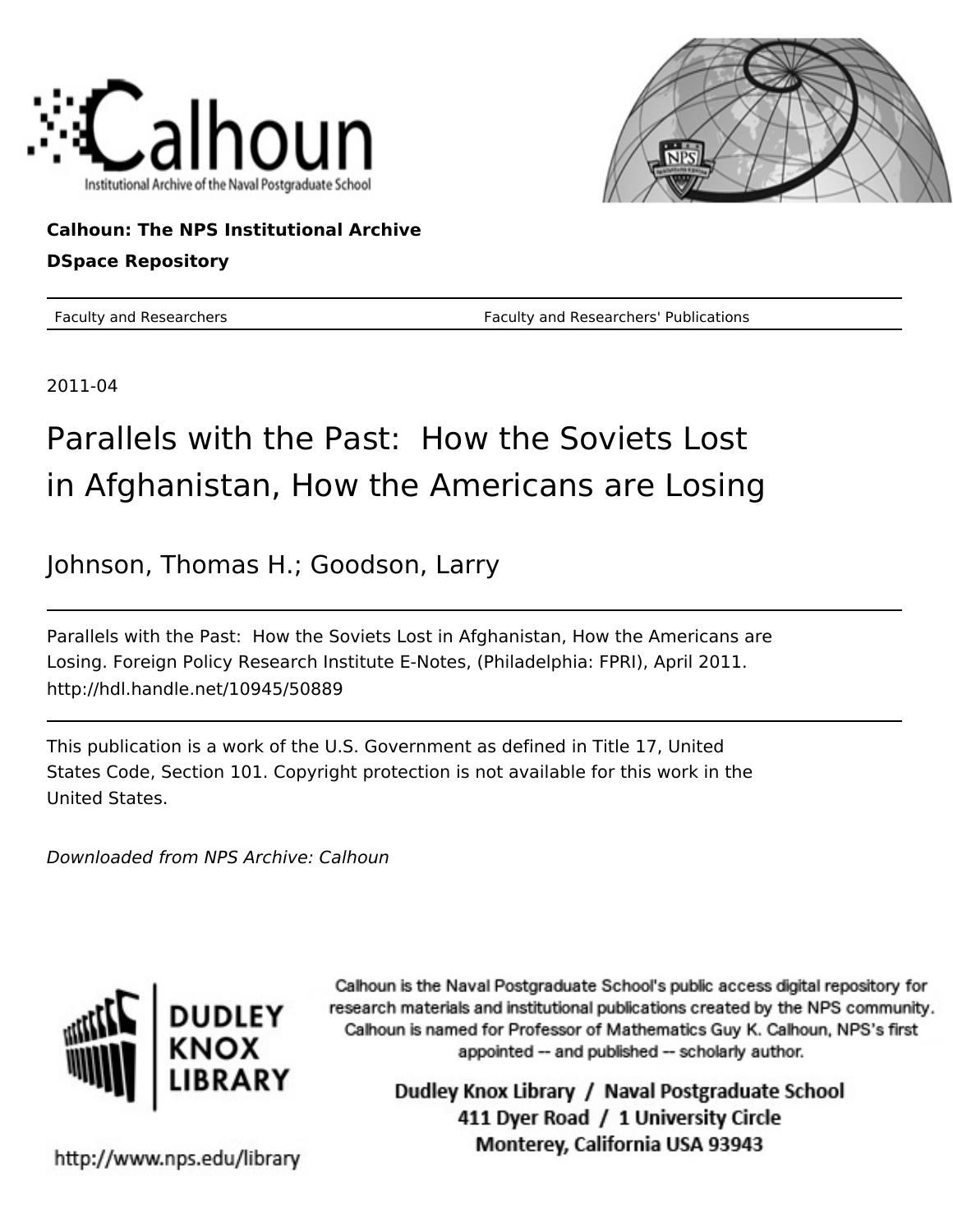Calhoun

Institutional Archive of the Naval Postgraduate School

**Calhoun: The NPS Institutional Archive**

**DSpace Repository**

Faculty and Researchers — Faculty and Researchers' Publications

2011-04

# Parallels with the Past: How the Soviets Lost in Afghanistan, How the Americans are Losing

## Johnson, Thomas H.; Goodson, Larry

Parallels with the Past: How the Soviets Lost in Afghanistan, How the Americans are Losing. Foreign Policy Research Institute E-Notes, (Philadelphia: FPRI), April 2011.
http://hdl.handle.net/10945/50889

This publication is a work of the U.S. Government as defined in Title 17, United States Code, Section 101. Copyright protection is not available for this work in the United States.

*Downloaded from NPS Archive: Calhoun*

DUDLEY KNOX LIBRARY

Calhoun is the Naval Postgraduate School's public access digital repository for research materials and institutional publications created by the NPS community. Calhoun is named for Professor of Mathematics Guy K. Calhoun, NPS's first appointed -- and published -- scholarly author.

Dudley Knox Library / Naval Postgraduate School
411 Dyer Road / 1 University Circle
Monterey, California USA 93943

http://www.nps.edu/library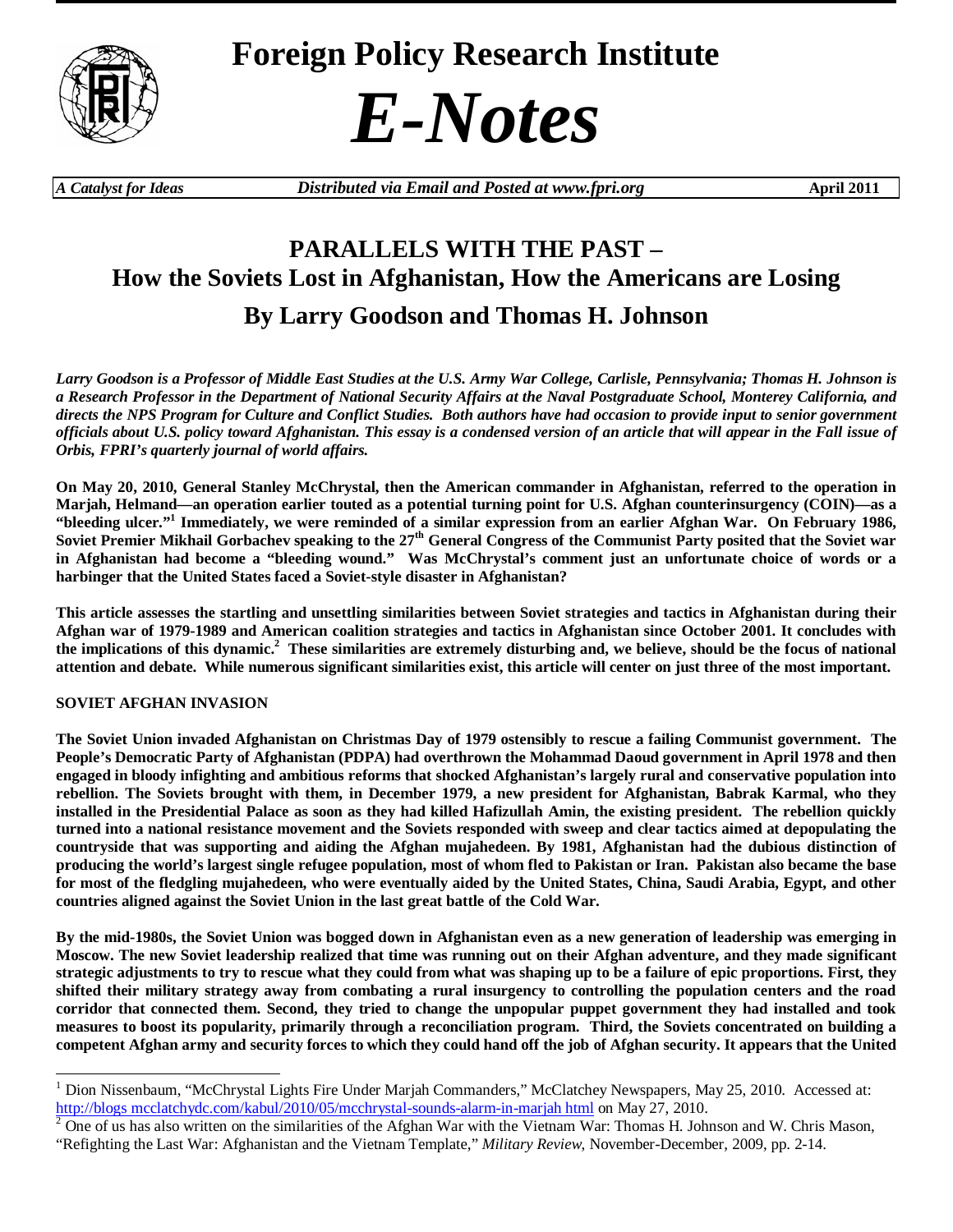# Foreign Policy Research Institute

# *E-Notes*

*A Catalyst for Ideas* | *Distributed via Email and Posted at www.fpri.org* | **April 2011**

## PARALLELS WITH THE PAST – How the Soviets Lost in Afghanistan, How the Americans are Losing

### By Larry Goodson and Thomas H. Johnson

***Larry Goodson is a Professor of Middle East Studies at the U.S. Army War College, Carlisle, Pennsylvania; Thomas H. Johnson is a Research Professor in the Department of National Security Affairs at the Naval Postgraduate School, Monterey California, and directs the NPS Program for Culture and Conflict Studies. Both authors have had occasion to provide input to senior government officials about U.S. policy toward Afghanistan. This essay is a condensed version of an article that will appear in the Fall issue of Orbis, FPRI's quarterly journal of world affairs.***

**On May 20, 2010, General Stanley McChrystal, then the American commander in Afghanistan, referred to the operation in Marjah, Helmand—an operation earlier touted as a potential turning point for U.S. Afghan counterinsurgency (COIN)—as a "bleeding ulcer."[1] Immediately, we were reminded of a similar expression from an earlier Afghan War. On February 1986, Soviet Premier Mikhail Gorbachev speaking to the 27th General Congress of the Communist Party posited that the Soviet war in Afghanistan had become a "bleeding wound." Was McChrystal's comment just an unfortunate choice of words or a harbinger that the United States faced a Soviet-style disaster in Afghanistan?**

**This article assesses the startling and unsettling similarities between Soviet strategies and tactics in Afghanistan during their Afghan war of 1979-1989 and American coalition strategies and tactics in Afghanistan since October 2001. It concludes with the implications of this dynamic.[2] These similarities are extremely disturbing and, we believe, should be the focus of national attention and debate. While numerous significant similarities exist, this article will center on just three of the most important.**

**SOVIET AFGHAN INVASION**

**The Soviet Union invaded Afghanistan on Christmas Day of 1979 ostensibly to rescue a failing Communist government. The People's Democratic Party of Afghanistan (PDPA) had overthrown the Mohammad Daoud government in April 1978 and then engaged in bloody infighting and ambitious reforms that shocked Afghanistan's largely rural and conservative population into rebellion. The Soviets brought with them, in December 1979, a new president for Afghanistan, Babrak Karmal, who they installed in the Presidential Palace as soon as they had killed Hafizullah Amin, the existing president. The rebellion quickly turned into a national resistance movement and the Soviets responded with sweep and clear tactics aimed at depopulating the countryside that was supporting and aiding the Afghan mujahedeen. By 1981, Afghanistan had the dubious distinction of producing the world's largest single refugee population, most of whom fled to Pakistan or Iran. Pakistan also became the base for most of the fledgling mujahedeen, who were eventually aided by the United States, China, Saudi Arabia, Egypt, and other countries aligned against the Soviet Union in the last great battle of the Cold War.**

**By the mid-1980s, the Soviet Union was bogged down in Afghanistan even as a new generation of leadership was emerging in Moscow. The new Soviet leadership realized that time was running out on their Afghan adventure, and they made significant strategic adjustments to try to rescue what they could from what was shaping up to be a failure of epic proportions. First, they shifted their military strategy away from combating a rural insurgency to controlling the population centers and the road corridor that connected them. Second, they tried to change the unpopular puppet government they had installed and took measures to boost its popularity, primarily through a reconciliation program. Third, the Soviets concentrated on building a competent Afghan army and security forces to which they could hand off the job of Afghan security. It appears that the United**

---

[1] Dion Nissenbaum, "McChrystal Lights Fire Under Marjah Commanders," McClatchey Newspapers, May 25, 2010. Accessed at: http://blogs.mcclatchydc.com/kabul/2010/05/mcchrystal-sounds-alarm-in-marjah.html on May 27, 2010.

[2] One of us has also written on the similarities of the Afghan War with the Vietnam War: Thomas H. Johnson and W. Chris Mason, "Refighting the Last War: Afghanistan and the Vietnam Template," *Military Review*, November-December, 2009, pp. 2-14.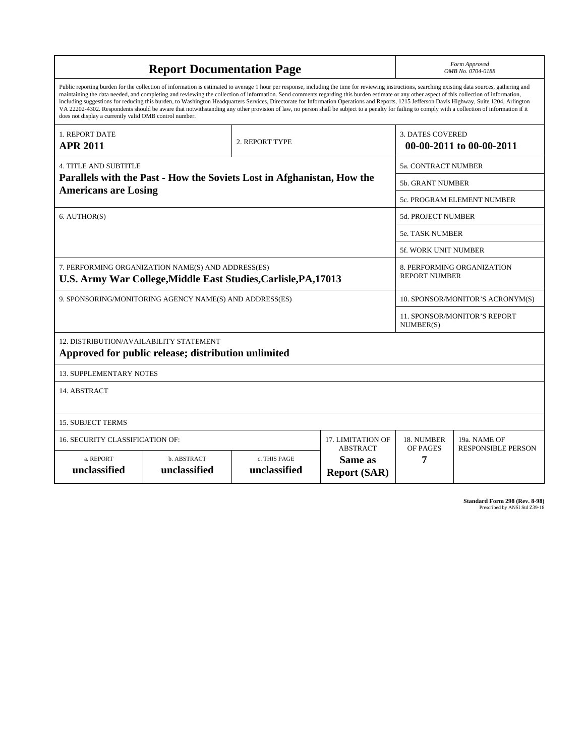# Report Documentation Page

*Form Approved*
*OMB No. 0704-0188*

Public reporting burden for the collection of information is estimated to average 1 hour per response, including the time for reviewing instructions, searching existing data sources, gathering and maintaining the data needed, and completing and reviewing the collection of information. Send comments regarding this burden estimate or any other aspect of this collection of information, including suggestions for reducing this burden, to Washington Headquarters Services, Directorate for Information Operations and Reports, 1215 Jefferson Davis Highway, Suite 1204, Arlington VA 22202-4302. Respondents should be aware that notwithstanding any other provision of law, no person shall be subject to a penalty for failing to comply with a collection of information if it does not display a currently valid OMB control number.

| 1. REPORT DATE | 2. REPORT TYPE | 3. DATES COVERED |
|---|---|---|
| **APR 2011** | | **00-00-2011 to 00-00-2011** |

| 4. TITLE AND SUBTITLE | |
|---|---|
| **Parallels with the Past - How the Soviets Lost in Afghanistan, How the Americans are Losing** | 5a. CONTRACT NUMBER |
| | 5b. GRANT NUMBER |
| | 5c. PROGRAM ELEMENT NUMBER |
| 6. AUTHOR(S) | 5d. PROJECT NUMBER |
| | 5e. TASK NUMBER |
| | 5f. WORK UNIT NUMBER |
| 7. PERFORMING ORGANIZATION NAME(S) AND ADDRESS(ES) **U.S. Army War College,Middle East Studies,Carlisle,PA,17013** | 8. PERFORMING ORGANIZATION REPORT NUMBER |
| 9. SPONSORING/MONITORING AGENCY NAME(S) AND ADDRESS(ES) | 10. SPONSOR/MONITOR'S ACRONYM(S) |
| | 11. SPONSOR/MONITOR'S REPORT NUMBER(S) |

12. DISTRIBUTION/AVAILABILITY STATEMENT
**Approved for public release; distribution unlimited**

13. SUPPLEMENTARY NOTES

14. ABSTRACT

15. SUBJECT TERMS

| 16. SECURITY CLASSIFICATION OF: | | | 17. LIMITATION OF ABSTRACT | 18. NUMBER OF PAGES | 19a. NAME OF RESPONSIBLE PERSON |
|---|---|---|---|---|---|
| a. REPORT | b. ABSTRACT | c. THIS PAGE | | | |
| **unclassified** | **unclassified** | **unclassified** | **Same as Report (SAR)** | **7** | |

**Standard Form 298 (Rev. 8-98)**
Prescribed by ANSI Std Z39-18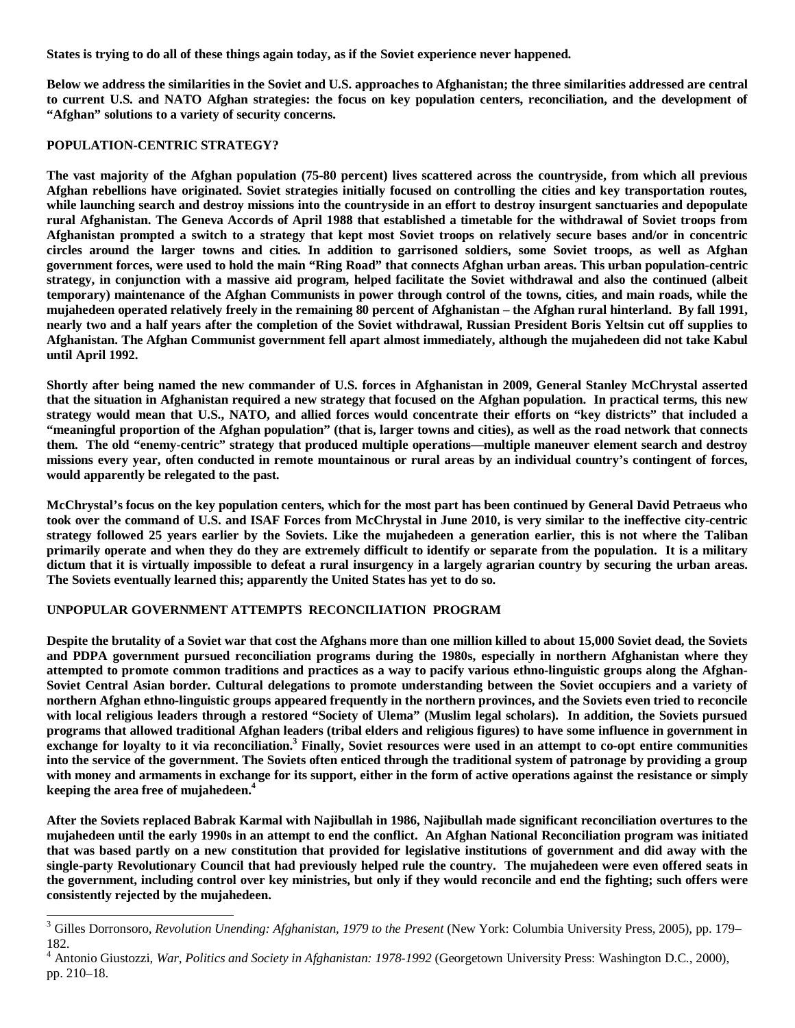**States is trying to do all of these things again today, as if the Soviet experience never happened.**

**Below we address the similarities in the Soviet and U.S. approaches to Afghanistan; the three similarities addressed are central to current U.S. and NATO Afghan strategies: the focus on key population centers, reconciliation, and the development of "Afghan" solutions to a variety of security concerns.**

## POPULATION-CENTRIC STRATEGY?

**The vast majority of the Afghan population (75-80 percent) lives scattered across the countryside, from which all previous Afghan rebellions have originated. Soviet strategies initially focused on controlling the cities and key transportation routes, while launching search and destroy missions into the countryside in an effort to destroy insurgent sanctuaries and depopulate rural Afghanistan. The Geneva Accords of April 1988 that established a timetable for the withdrawal of Soviet troops from Afghanistan prompted a switch to a strategy that kept most Soviet troops on relatively secure bases and/or in concentric circles around the larger towns and cities. In addition to garrisoned soldiers, some Soviet troops, as well as Afghan government forces, were used to hold the main "Ring Road" that connects Afghan urban areas. This urban population-centric strategy, in conjunction with a massive aid program, helped facilitate the Soviet withdrawal and also the continued (albeit temporary) maintenance of the Afghan Communists in power through control of the towns, cities, and main roads, while the mujahedeen operated relatively freely in the remaining 80 percent of Afghanistan – the Afghan rural hinterland. By fall 1991, nearly two and a half years after the completion of the Soviet withdrawal, Russian President Boris Yeltsin cut off supplies to Afghanistan. The Afghan Communist government fell apart almost immediately, although the mujahedeen did not take Kabul until April 1992.**

**Shortly after being named the new commander of U.S. forces in Afghanistan in 2009, General Stanley McChrystal asserted that the situation in Afghanistan required a new strategy that focused on the Afghan population. In practical terms, this new strategy would mean that U.S., NATO, and allied forces would concentrate their efforts on "key districts" that included a "meaningful proportion of the Afghan population" (that is, larger towns and cities), as well as the road network that connects them. The old "enemy-centric" strategy that produced multiple operations—multiple maneuver element search and destroy missions every year, often conducted in remote mountainous or rural areas by an individual country's contingent of forces, would apparently be relegated to the past.**

**McChrystal's focus on the key population centers, which for the most part has been continued by General David Petraeus who took over the command of U.S. and ISAF Forces from McChrystal in June 2010, is very similar to the ineffective city-centric strategy followed 25 years earlier by the Soviets. Like the mujahedeen a generation earlier, this is not where the Taliban primarily operate and when they do they are extremely difficult to identify or separate from the population. It is a military dictum that it is virtually impossible to defeat a rural insurgency in a largely agrarian country by securing the urban areas. The Soviets eventually learned this; apparently the United States has yet to do so.**

## UNPOPULAR GOVERNMENT ATTEMPTS RECONCILIATION PROGRAM

**Despite the brutality of a Soviet war that cost the Afghans more than one million killed to about 15,000 Soviet dead, the Soviets and PDPA government pursued reconciliation programs during the 1980s, especially in northern Afghanistan where they attempted to promote common traditions and practices as a way to pacify various ethno-linguistic groups along the Afghan-Soviet Central Asian border. Cultural delegations to promote understanding between the Soviet occupiers and a variety of northern Afghan ethno-linguistic groups appeared frequently in the northern provinces, and the Soviets even tried to reconcile with local religious leaders through a restored "Society of Ulema" (Muslim legal scholars). In addition, the Soviets pursued programs that allowed traditional Afghan leaders (tribal elders and religious figures) to have some influence in government in exchange for loyalty to it via reconciliation.[3] Finally, Soviet resources were used in an attempt to co-opt entire communities into the service of the government. The Soviets often enticed through the traditional system of patronage by providing a group with money and armaments in exchange for its support, either in the form of active operations against the resistance or simply keeping the area free of mujahedeen.[4]**

**After the Soviets replaced Babrak Karmal with Najibullah in 1986, Najibullah made significant reconciliation overtures to the mujahedeen until the early 1990s in an attempt to end the conflict. An Afghan National Reconciliation program was initiated that was based partly on a new constitution that provided for legislative institutions of government and did away with the single-party Revolutionary Council that had previously helped rule the country. The mujahedeen were even offered seats in the government, including control over key ministries, but only if they would reconcile and end the fighting; such offers were consistently rejected by the mujahedeen.**

---

[3] Gilles Dorronsoro, *Revolution Unending: Afghanistan, 1979 to the Present* (New York: Columbia University Press, 2005), pp. 179–182.

[4] Antonio Giustozzi, *War, Politics and Society in Afghanistan: 1978-1992* (Georgetown University Press: Washington D.C., 2000), pp. 210–18.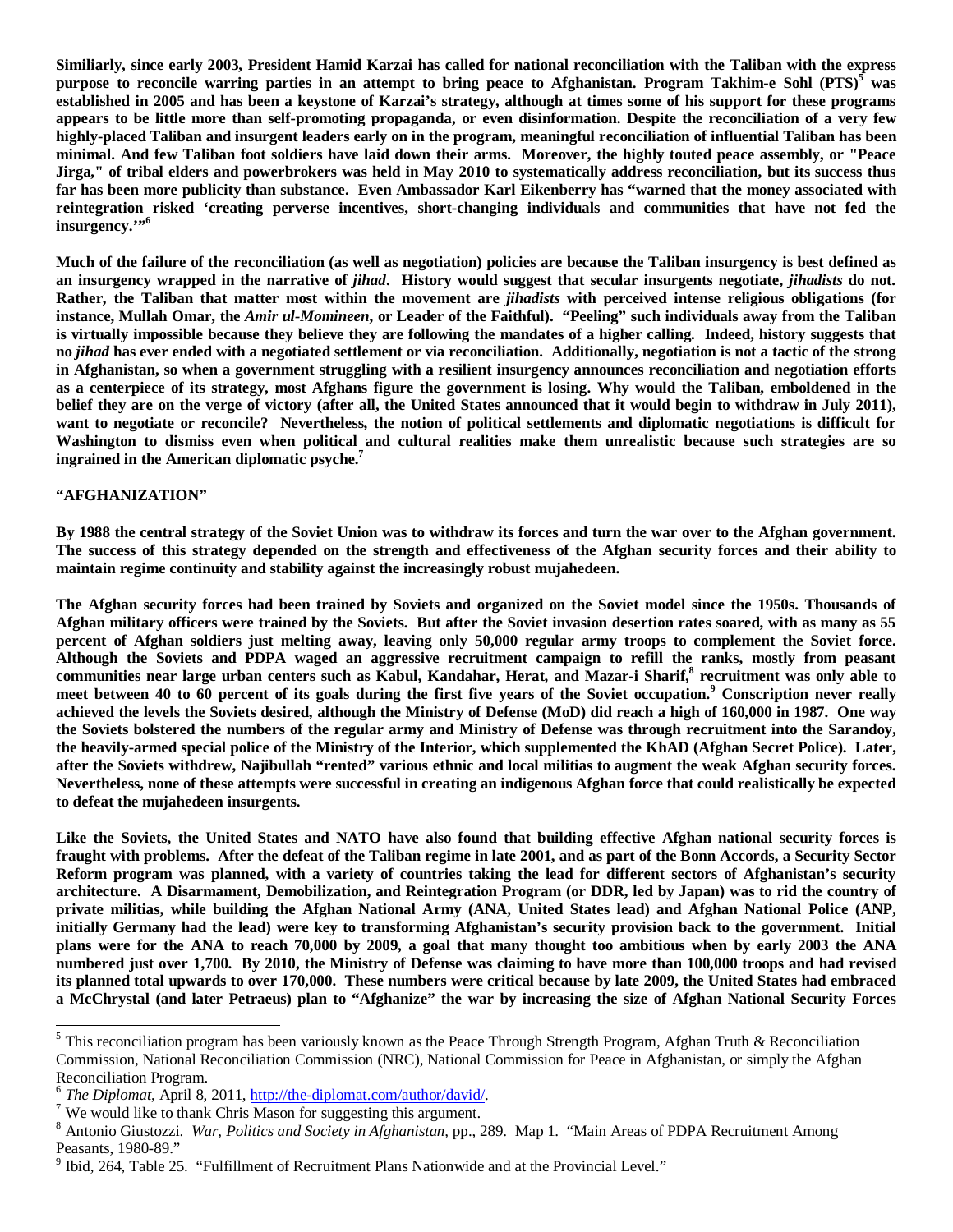**Similiarly, since early 2003, President Hamid Karzai has called for national reconciliation with the Taliban with the express purpose to reconcile warring parties in an attempt to bring peace to Afghanistan. Program Takhim-e Sohl (PTS)[5] was established in 2005 and has been a keystone of Karzai's strategy, although at times some of his support for these programs appears to be little more than self-promoting propaganda, or even disinformation. Despite the reconciliation of a very few highly-placed Taliban and insurgent leaders early on in the program, meaningful reconciliation of influential Taliban has been minimal. And few Taliban foot soldiers have laid down their arms. Moreover, the highly touted peace assembly, or "Peace Jirga," of tribal elders and powerbrokers was held in May 2010 to systematically address reconciliation, but its success thus far has been more publicity than substance. Even Ambassador Karl Eikenberry has "warned that the money associated with reintegration risked 'creating perverse incentives, short-changing individuals and communities that have not fed the insurgency.'"[6]**

**Much of the failure of the reconciliation (as well as negotiation) policies are because the Taliban insurgency is best defined as an insurgency wrapped in the narrative of *jihad*. History would suggest that secular insurgents negotiate, *jihadists* do not. Rather, the Taliban that matter most within the movement are *jihadists* with perceived intense religious obligations (for instance, Mullah Omar, the *Amir ul-Momineen*, or Leader of the Faithful). "Peeling" such individuals away from the Taliban is virtually impossible because they believe they are following the mandates of a higher calling. Indeed, history suggests that no *jihad* has ever ended with a negotiated settlement or via reconciliation. Additionally, negotiation is not a tactic of the strong in Afghanistan, so when a government struggling with a resilient insurgency announces reconciliation and negotiation efforts as a centerpiece of its strategy, most Afghans figure the government is losing. Why would the Taliban, emboldened in the belief they are on the verge of victory (after all, the United States announced that it would begin to withdraw in July 2011), want to negotiate or reconcile? Nevertheless, the notion of political settlements and diplomatic negotiations is difficult for Washington to dismiss even when political and cultural realities make them unrealistic because such strategies are so ingrained in the American diplomatic psyche.[7]**

## "AFGHANIZATION"

**By 1988 the central strategy of the Soviet Union was to withdraw its forces and turn the war over to the Afghan government. The success of this strategy depended on the strength and effectiveness of the Afghan security forces and their ability to maintain regime continuity and stability against the increasingly robust mujahedeen.**

**The Afghan security forces had been trained by Soviets and organized on the Soviet model since the 1950s. Thousands of Afghan military officers were trained by the Soviets. But after the Soviet invasion desertion rates soared, with as many as 55 percent of Afghan soldiers just melting away, leaving only 50,000 regular army troops to complement the Soviet force. Although the Soviets and PDPA waged an aggressive recruitment campaign to refill the ranks, mostly from peasant communities near large urban centers such as Kabul, Kandahar, Herat, and Mazar-i Sharif,[8] recruitment was only able to meet between 40 to 60 percent of its goals during the first five years of the Soviet occupation.[9] Conscription never really achieved the levels the Soviets desired, although the Ministry of Defense (MoD) did reach a high of 160,000 in 1987. One way the Soviets bolstered the numbers of the regular army and Ministry of Defense was through recruitment into the Sarandoy, the heavily-armed special police of the Ministry of the Interior, which supplemented the KhAD (Afghan Secret Police). Later, after the Soviets withdrew, Najibullah "rented" various ethnic and local militias to augment the weak Afghan security forces. Nevertheless, none of these attempts were successful in creating an indigenous Afghan force that could realistically be expected to defeat the mujahedeen insurgents.**

**Like the Soviets, the United States and NATO have also found that building effective Afghan national security forces is fraught with problems. After the defeat of the Taliban regime in late 2001, and as part of the Bonn Accords, a Security Sector Reform program was planned, with a variety of countries taking the lead for different sectors of Afghanistan's security architecture. A Disarmament, Demobilization, and Reintegration Program (or DDR, led by Japan) was to rid the country of private militias, while building the Afghan National Army (ANA, United States lead) and Afghan National Police (ANP, initially Germany had the lead) were key to transforming Afghanistan's security provision back to the government. Initial plans were for the ANA to reach 70,000 by 2009, a goal that many thought too ambitious when by early 2003 the ANA numbered just over 1,700. By 2010, the Ministry of Defense was claiming to have more than 100,000 troops and had revised its planned total upwards to over 170,000. These numbers were critical because by late 2009, the United States had embraced a McChrystal (and later Petraeus) plan to "Afghanize" the war by increasing the size of Afghan National Security Forces**

---

[5] This reconciliation program has been variously known as the Peace Through Strength Program, Afghan Truth & Reconciliation Commission, National Reconciliation Commission (NRC), National Commission for Peace in Afghanistan, or simply the Afghan Reconciliation Program.

[6] *The Diplomat*, April 8, 2011, http://the-diplomat.com/author/david/.

[7] We would like to thank Chris Mason for suggesting this argument.

[8] Antonio Giustozzi. *War, Politics and Society in Afghanistan*, pp., 289. Map 1. "Main Areas of PDPA Recruitment Among Peasants, 1980-89."

[9] Ibid, 264, Table 25. "Fulfillment of Recruitment Plans Nationwide and at the Provincial Level."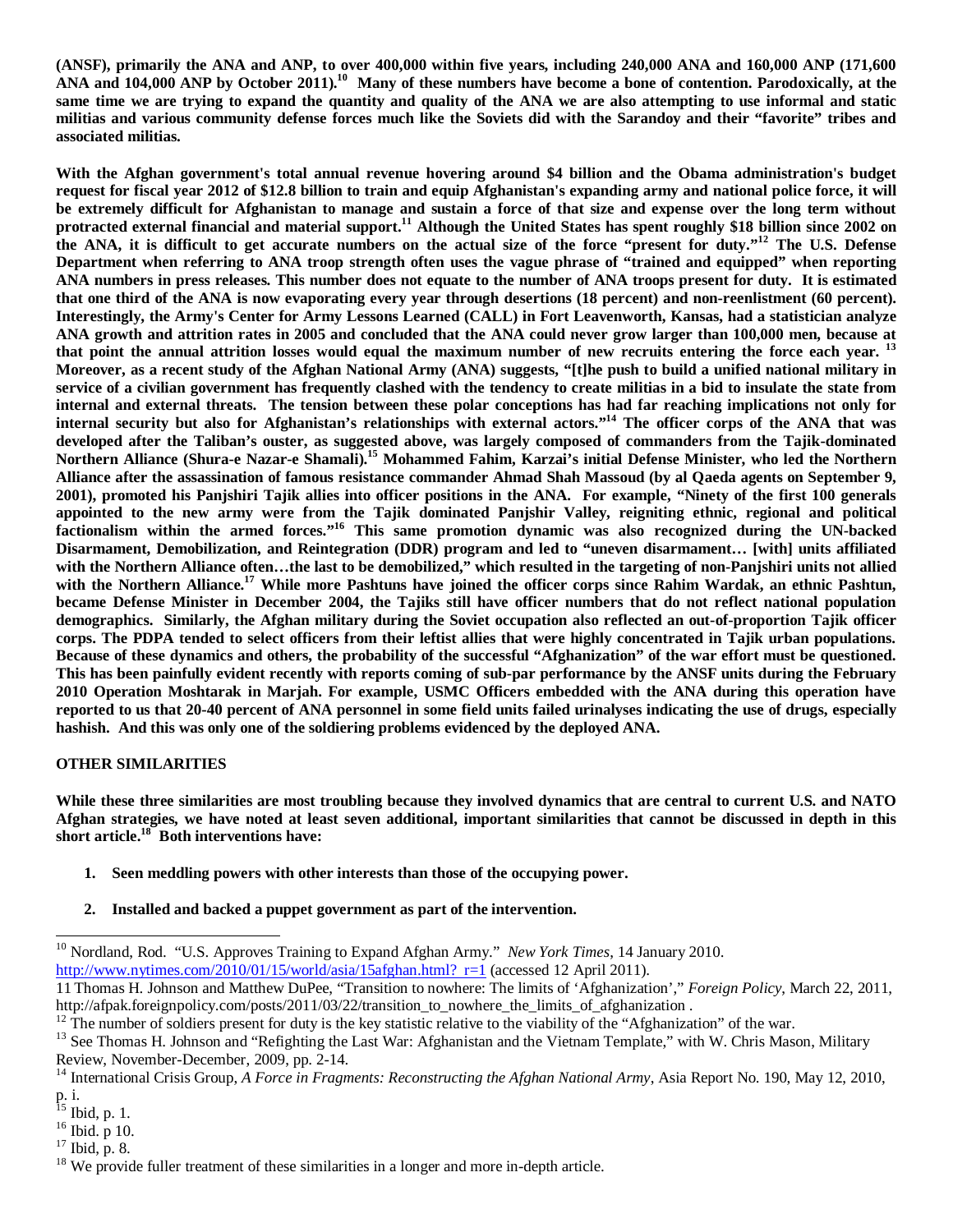**(ANSF), primarily the ANA and ANP, to over 400,000 within five years, including 240,000 ANA and 160,000 ANP (171,600 ANA and 104,000 ANP by October 2011).[10] Many of these numbers have become a bone of contention. Parodoxically, at the same time we are trying to expand the quantity and quality of the ANA we are also attempting to use informal and static militias and various community defense forces much like the Soviets did with the Sarandoy and their "favorite" tribes and associated militias.**

**With the Afghan government's total annual revenue hovering around $4 billion and the Obama administration's budget request for fiscal year 2012 of $12.8 billion to train and equip Afghanistan's expanding army and national police force, it will be extremely difficult for Afghanistan to manage and sustain a force of that size and expense over the long term without protracted external financial and material support.[11] Although the United States has spent roughly $18 billion since 2002 on the ANA, it is difficult to get accurate numbers on the actual size of the force "present for duty."[12] The U.S. Defense Department when referring to ANA troop strength often uses the vague phrase of "trained and equipped" when reporting ANA numbers in press releases. This number does not equate to the number of ANA troops present for duty. It is estimated that one third of the ANA is now evaporating every year through desertions (18 percent) and non-reenlistment (60 percent). Interestingly, the Army's Center for Army Lessons Learned (CALL) in Fort Leavenworth, Kansas, had a statistician analyze ANA growth and attrition rates in 2005 and concluded that the ANA could never grow larger than 100,000 men, because at that point the annual attrition losses would equal the maximum number of new recruits entering the force each year. [13] Moreover, as a recent study of the Afghan National Army (ANA) suggests, "[t]he push to build a unified national military in service of a civilian government has frequently clashed with the tendency to create militias in a bid to insulate the state from internal and external threats. The tension between these polar conceptions has had far reaching implications not only for internal security but also for Afghanistan's relationships with external actors."[14] The officer corps of the ANA that was developed after the Taliban's ouster, as suggested above, was largely composed of commanders from the Tajik-dominated Northern Alliance (Shura-e Nazar-e Shamali).[15] Mohammed Fahim, Karzai's initial Defense Minister, who led the Northern Alliance after the assassination of famous resistance commander Ahmad Shah Massoud (by al Qaeda agents on September 9, 2001), promoted his Panjshiri Tajik allies into officer positions in the ANA. For example, "Ninety of the first 100 generals appointed to the new army were from the Tajik dominated Panjshir Valley, reigniting ethnic, regional and political factionalism within the armed forces."[16] This same promotion dynamic was also recognized during the UN-backed Disarmament, Demobilization, and Reintegration (DDR) program and led to "uneven disarmament… [with] units affiliated with the Northern Alliance often…the last to be demobilized," which resulted in the targeting of non-Panjshiri units not allied with the Northern Alliance.[17] While more Pashtuns have joined the officer corps since Rahim Wardak, an ethnic Pashtun, became Defense Minister in December 2004, the Tajiks still have officer numbers that do not reflect national population demographics. Similarly, the Afghan military during the Soviet occupation also reflected an out-of-proportion Tajik officer corps. The PDPA tended to select officers from their leftist allies that were highly concentrated in Tajik urban populations. Because of these dynamics and others, the probability of the successful "Afghanization" of the war effort must be questioned. This has been painfully evident recently with reports coming of sub-par performance by the ANSF units during the February 2010 Operation Moshtarak in Marjah. For example, USMC Officers embedded with the ANA during this operation have reported to us that 20-40 percent of ANA personnel in some field units failed urinalyses indicating the use of drugs, especially hashish. And this was only one of the soldiering problems evidenced by the deployed ANA.**

## OTHER SIMILARITIES

**While these three similarities are most troubling because they involved dynamics that are central to current U.S. and NATO Afghan strategies, we have noted at least seven additional, important similarities that cannot be discussed in depth in this short article.[18] Both interventions have:**

1. **Seen meddling powers with other interests than those of the occupying power.**
2. **Installed and backed a puppet government as part of the intervention.**

---

[10] Nordland, Rod. "U.S. Approves Training to Expand Afghan Army." *New York Times*, 14 January 2010. http://www.nytimes.com/2010/01/15/world/asia/15afghan.html?_r=1 (accessed 12 April 2011).

11 Thomas H. Johnson and Matthew DuPee, "Transition to nowhere: The limits of 'Afghanization'," *Foreign Policy*, March 22, 2011, http://afpak.foreignpolicy.com/posts/2011/03/22/transition_to_nowhere_the_limits_of_afghanization .

[12] The number of soldiers present for duty is the key statistic relative to the viability of the "Afghanization" of the war.

[13] See Thomas H. Johnson and "Refighting the Last War: Afghanistan and the Vietnam Template," with W. Chris Mason, Military Review, November-December, 2009, pp. 2-14.

[14] International Crisis Group, *A Force in Fragments: Reconstructing the Afghan National Army*, Asia Report No. 190, May 12, 2010, p. i.

[15] Ibid, p. 1.

[16] Ibid. p 10.

[17] Ibid, p. 8.

[18] We provide fuller treatment of these similarities in a longer and more in-depth article.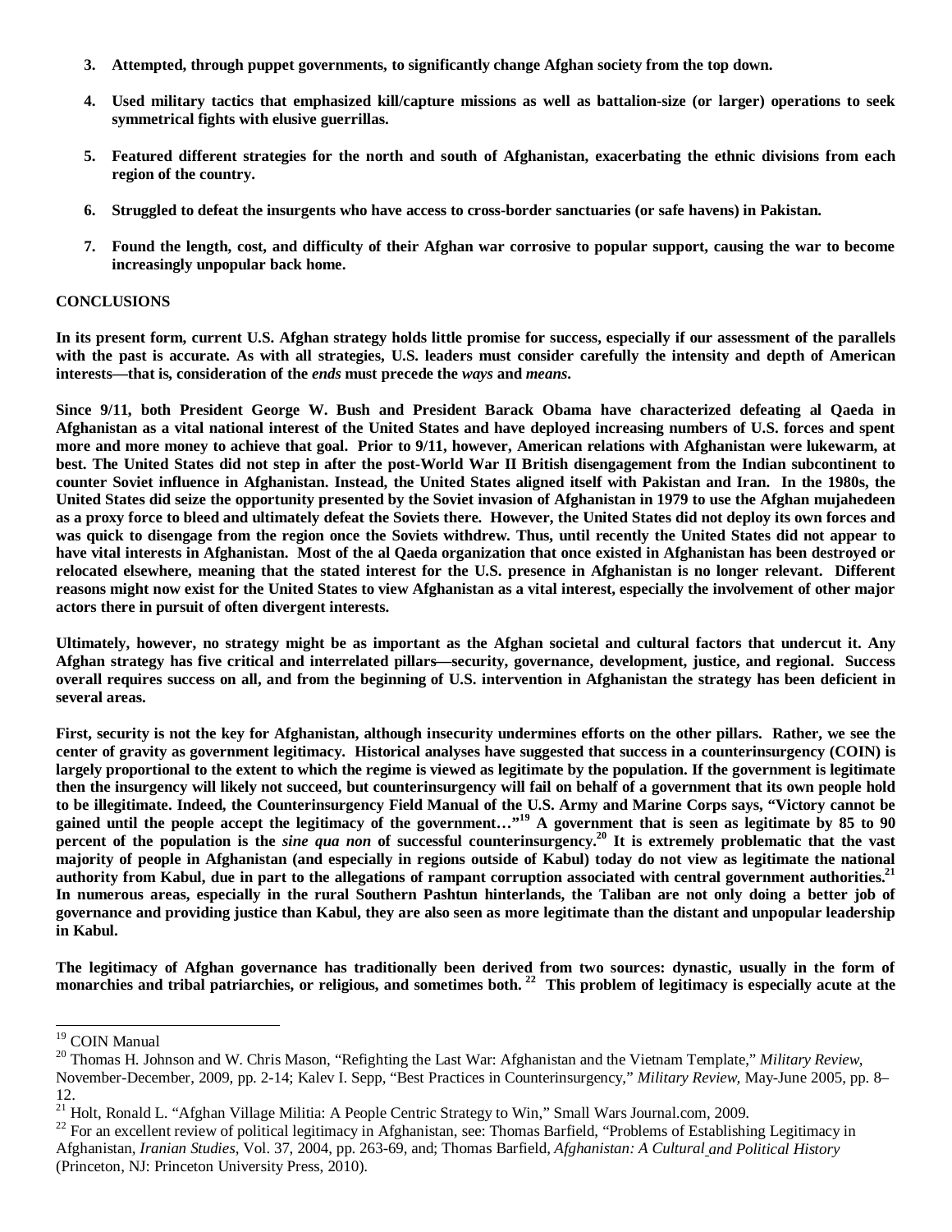3. **Attempted, through puppet governments, to significantly change Afghan society from the top down.**

4. **Used military tactics that emphasized kill/capture missions as well as battalion-size (or larger) operations to seek symmetrical fights with elusive guerrillas.**

5. **Featured different strategies for the north and south of Afghanistan, exacerbating the ethnic divisions from each region of the country.**

6. **Struggled to defeat the insurgents who have access to cross-border sanctuaries (or safe havens) in Pakistan.**

7. **Found the length, cost, and difficulty of their Afghan war corrosive to popular support, causing the war to become increasingly unpopular back home.**

**CONCLUSIONS**

**In its present form, current U.S. Afghan strategy holds little promise for success, especially if our assessment of the parallels with the past is accurate. As with all strategies, U.S. leaders must consider carefully the intensity and depth of American interests—that is, consideration of the *ends* must precede the *ways* and *means*.**

**Since 9/11, both President George W. Bush and President Barack Obama have characterized defeating al Qaeda in Afghanistan as a vital national interest of the United States and have deployed increasing numbers of U.S. forces and spent more and more money to achieve that goal. Prior to 9/11, however, American relations with Afghanistan were lukewarm, at best. The United States did not step in after the post-World War II British disengagement from the Indian subcontinent to counter Soviet influence in Afghanistan. Instead, the United States aligned itself with Pakistan and Iran. In the 1980s, the United States did seize the opportunity presented by the Soviet invasion of Afghanistan in 1979 to use the Afghan mujahedeen as a proxy force to bleed and ultimately defeat the Soviets there. However, the United States did not deploy its own forces and was quick to disengage from the region once the Soviets withdrew. Thus, until recently the United States did not appear to have vital interests in Afghanistan. Most of the al Qaeda organization that once existed in Afghanistan has been destroyed or relocated elsewhere, meaning that the stated interest for the U.S. presence in Afghanistan is no longer relevant. Different reasons might now exist for the United States to view Afghanistan as a vital interest, especially the involvement of other major actors there in pursuit of often divergent interests.**

**Ultimately, however, no strategy might be as important as the Afghan societal and cultural factors that undercut it. Any Afghan strategy has five critical and interrelated pillars—security, governance, development, justice, and regional. Success overall requires success on all, and from the beginning of U.S. intervention in Afghanistan the strategy has been deficient in several areas.**

**First, security is not the key for Afghanistan, although insecurity undermines efforts on the other pillars. Rather, we see the center of gravity as government legitimacy. Historical analyses have suggested that success in a counterinsurgency (COIN) is largely proportional to the extent to which the regime is viewed as legitimate by the population. If the government is legitimate then the insurgency will likely not succeed, but counterinsurgency will fail on behalf of a government that its own people hold to be illegitimate. Indeed, the Counterinsurgency Field Manual of the U.S. Army and Marine Corps says, "Victory cannot be gained until the people accept the legitimacy of the government…"[19] A government that is seen as legitimate by 85 to 90 percent of the population is the *sine qua non* of successful counterinsurgency.[20] It is extremely problematic that the vast majority of people in Afghanistan (and especially in regions outside of Kabul) today do not view as legitimate the national authority from Kabul, due in part to the allegations of rampant corruption associated with central government authorities.[21] In numerous areas, especially in the rural Southern Pashtun hinterlands, the Taliban are not only doing a better job of governance and providing justice than Kabul, they are also seen as more legitimate than the distant and unpopular leadership in Kabul.**

**The legitimacy of Afghan governance has traditionally been derived from two sources: dynastic, usually in the form of monarchies and tribal patriarchies, or religious, and sometimes both.[22] This problem of legitimacy is especially acute at the**

---

[19] COIN Manual

[20] Thomas H. Johnson and W. Chris Mason, "Refighting the Last War: Afghanistan and the Vietnam Template," *Military Review,* November-December, 2009, pp. 2-14; Kalev I. Sepp, "Best Practices in Counterinsurgency," *Military Review,* May-June 2005, pp. 8–12.

[21] Holt, Ronald L. "Afghan Village Militia: A People Centric Strategy to Win," Small Wars Journal.com, 2009.

[22] For an excellent review of political legitimacy in Afghanistan, see: Thomas Barfield, "Problems of Establishing Legitimacy in Afghanistan, *Iranian Studies*, Vol. 37, 2004, pp. 263-69, and; Thomas Barfield, *Afghanistan: A Cultural and Political History* (Princeton, NJ: Princeton University Press, 2010).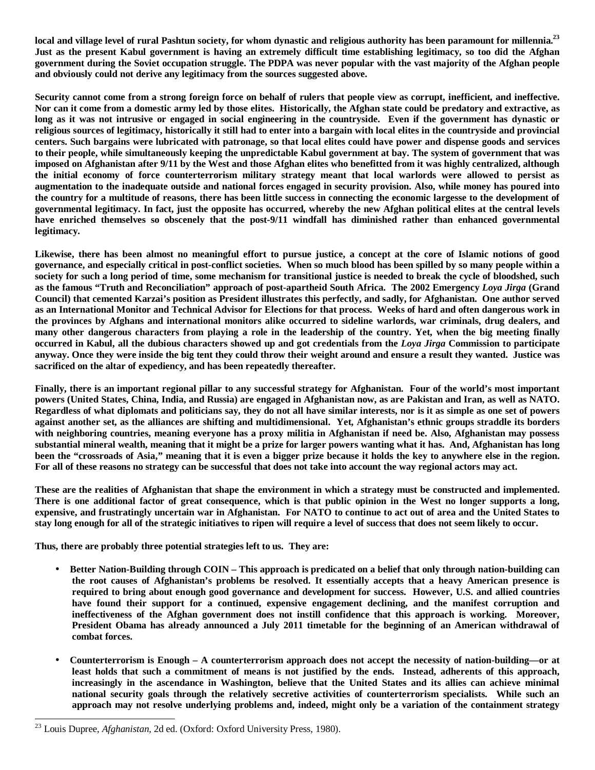**local and village level of rural Pashtun society, for whom dynastic and religious authority has been paramount for millennia.[23] Just as the present Kabul government is having an extremely difficult time establishing legitimacy, so too did the Afghan government during the Soviet occupation struggle. The PDPA was never popular with the vast majority of the Afghan people and obviously could not derive any legitimacy from the sources suggested above.**

**Security cannot come from a strong foreign force on behalf of rulers that people view as corrupt, inefficient, and ineffective. Nor can it come from a domestic army led by those elites. Historically, the Afghan state could be predatory and extractive, as long as it was not intrusive or engaged in social engineering in the countryside. Even if the government has dynastic or religious sources of legitimacy, historically it still had to enter into a bargain with local elites in the countryside and provincial centers. Such bargains were lubricated with patronage, so that local elites could have power and dispense goods and services to their people, while simultaneously keeping the unpredictable Kabul government at bay. The system of government that was imposed on Afghanistan after 9/11 by the West and those Afghan elites who benefitted from it was highly centralized, although the initial economy of force counterterrorism military strategy meant that local warlords were allowed to persist as augmentation to the inadequate outside and national forces engaged in security provision. Also, while money has poured into the country for a multitude of reasons, there has been little success in connecting the economic largesse to the development of governmental legitimacy. In fact, just the opposite has occurred, whereby the new Afghan political elites at the central levels have enriched themselves so obscenely that the post-9/11 windfall has diminished rather than enhanced governmental legitimacy.**

**Likewise, there has been almost no meaningful effort to pursue justice, a concept at the core of Islamic notions of good governance, and especially critical in post-conflict societies. When so much blood has been spilled by so many people within a society for such a long period of time, some mechanism for transitional justice is needed to break the cycle of bloodshed, such as the famous "Truth and Reconciliation" approach of post-apartheid South Africa. The 2002 Emergency *Loya Jirga* (Grand Council) that cemented Karzai's position as President illustrates this perfectly, and sadly, for Afghanistan. One author served as an International Monitor and Technical Advisor for Elections for that process. Weeks of hard and often dangerous work in the provinces by Afghans and international monitors alike occurred to sideline warlords, war criminals, drug dealers, and many other dangerous characters from playing a role in the leadership of the country. Yet, when the big meeting finally occurred in Kabul, all the dubious characters showed up and got credentials from the *Loya Jirga* Commission to participate anyway. Once they were inside the big tent they could throw their weight around and ensure a result they wanted. Justice was sacrificed on the altar of expediency, and has been repeatedly thereafter.**

**Finally, there is an important regional pillar to any successful strategy for Afghanistan. Four of the world's most important powers (United States, China, India, and Russia) are engaged in Afghanistan now, as are Pakistan and Iran, as well as NATO. Regardless of what diplomats and politicians say, they do not all have similar interests, nor is it as simple as one set of powers against another set, as the alliances are shifting and multidimensional. Yet, Afghanistan's ethnic groups straddle its borders with neighboring countries, meaning everyone has a proxy militia in Afghanistan if need be. Also, Afghanistan may possess substantial mineral wealth, meaning that it might be a prize for larger powers wanting what it has. And, Afghanistan has long been the "crossroads of Asia," meaning that it is even a bigger prize because it holds the key to anywhere else in the region. For all of these reasons no strategy can be successful that does not take into account the way regional actors may act.**

**These are the realities of Afghanistan that shape the environment in which a strategy must be constructed and implemented. There is one additional factor of great consequence, which is that public opinion in the West no longer supports a long, expensive, and frustratingly uncertain war in Afghanistan. For NATO to continue to act out of area and the United States to stay long enough for all of the strategic initiatives to ripen will require a level of success that does not seem likely to occur.**

**Thus, there are probably three potential strategies left to us. They are:**

- **Better Nation-Building through COIN – This approach is predicated on a belief that only through nation-building can the root causes of Afghanistan's problems be resolved. It essentially accepts that a heavy American presence is required to bring about enough good governance and development for success. However, U.S. and allied countries have found their support for a continued, expensive engagement declining, and the manifest corruption and ineffectiveness of the Afghan government does not instill confidence that this approach is working. Moreover, President Obama has already announced a July 2011 timetable for the beginning of an American withdrawal of combat forces.**

- **Counterterrorism is Enough – A counterterrorism approach does not accept the necessity of nation-building—or at least holds that such a commitment of means is not justified by the ends. Instead, adherents of this approach, increasingly in the ascendance in Washington, believe that the United States and its allies can achieve minimal national security goals through the relatively secretive activities of counterterrorism specialists. While such an approach may not resolve underlying problems and, indeed, might only be a variation of the containment strategy**

[23] Louis Dupree, *Afghanistan,* 2d ed. (Oxford: Oxford University Press, 1980).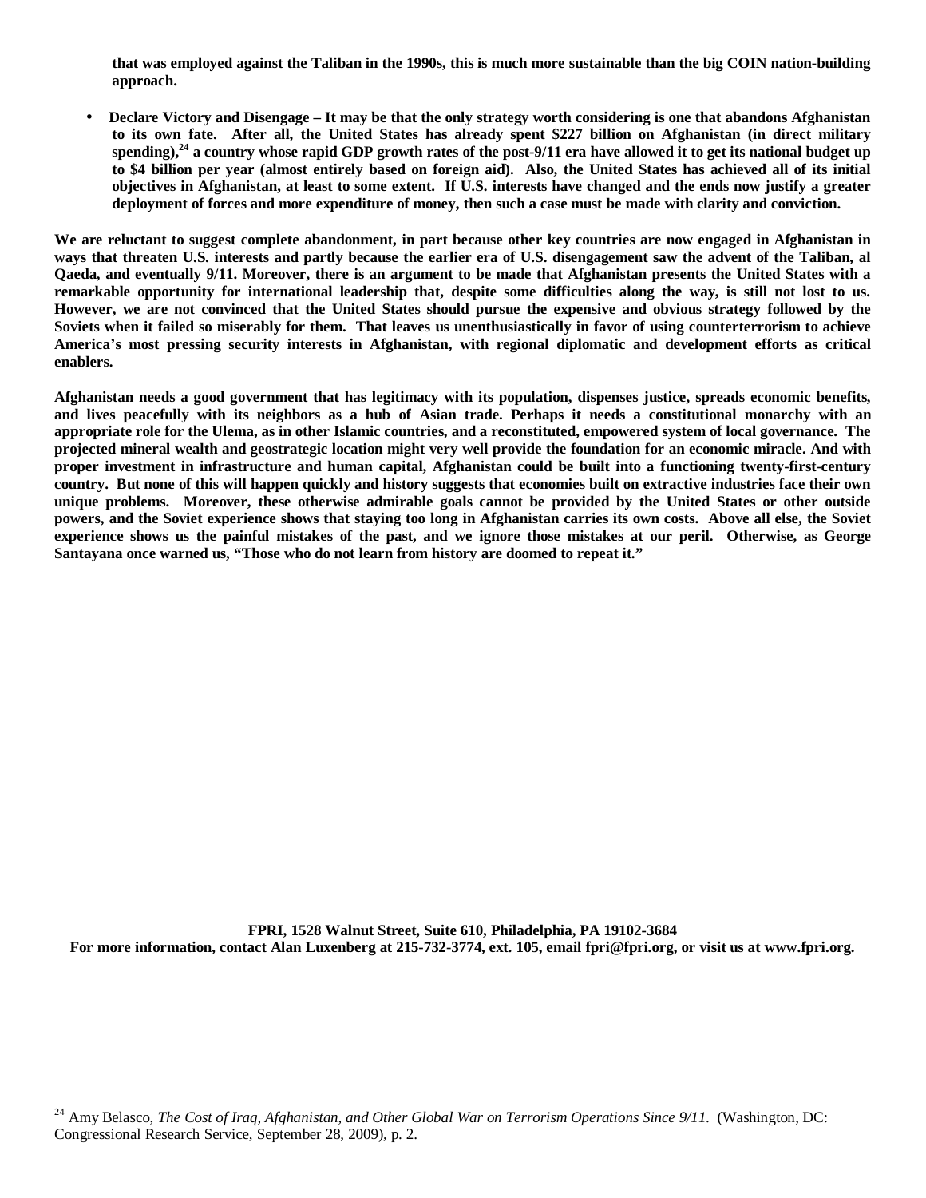**that was employed against the Taliban in the 1990s, this is much more sustainable than the big COIN nation-building approach.**

- **Declare Victory and Disengage – It may be that the only strategy worth considering is one that abandons Afghanistan to its own fate. After all, the United States has already spent $227 billion on Afghanistan (in direct military spending),[24] a country whose rapid GDP growth rates of the post-9/11 era have allowed it to get its national budget up to $4 billion per year (almost entirely based on foreign aid). Also, the United States has achieved all of its initial objectives in Afghanistan, at least to some extent. If U.S. interests have changed and the ends now justify a greater deployment of forces and more expenditure of money, then such a case must be made with clarity and conviction.**

**We are reluctant to suggest complete abandonment, in part because other key countries are now engaged in Afghanistan in ways that threaten U.S. interests and partly because the earlier era of U.S. disengagement saw the advent of the Taliban, al Qaeda, and eventually 9/11. Moreover, there is an argument to be made that Afghanistan presents the United States with a remarkable opportunity for international leadership that, despite some difficulties along the way, is still not lost to us. However, we are not convinced that the United States should pursue the expensive and obvious strategy followed by the Soviets when it failed so miserably for them. That leaves us unenthusiastically in favor of using counterterrorism to achieve America's most pressing security interests in Afghanistan, with regional diplomatic and development efforts as critical enablers.**

**Afghanistan needs a good government that has legitimacy with its population, dispenses justice, spreads economic benefits, and lives peacefully with its neighbors as a hub of Asian trade. Perhaps it needs a constitutional monarchy with an appropriate role for the Ulema, as in other Islamic countries, and a reconstituted, empowered system of local governance. The projected mineral wealth and geostrategic location might very well provide the foundation for an economic miracle. And with proper investment in infrastructure and human capital, Afghanistan could be built into a functioning twenty-first-century country. But none of this will happen quickly and history suggests that economies built on extractive industries face their own unique problems. Moreover, these otherwise admirable goals cannot be provided by the United States or other outside powers, and the Soviet experience shows that staying too long in Afghanistan carries its own costs. Above all else, the Soviet experience shows us the painful mistakes of the past, and we ignore those mistakes at our peril. Otherwise, as George Santayana once warned us, "Those who do not learn from history are doomed to repeat it."**

**FPRI, 1528 Walnut Street, Suite 610, Philadelphia, PA 19102-3684**
**For more information, contact Alan Luxenberg at 215-732-3774, ext. 105, email fpri@fpri.org, or visit us at www.fpri.org.**

---

[24] Amy Belasco, *The Cost of Iraq, Afghanistan, and Other Global War on Terrorism Operations Since 9/11.* (Washington, DC: Congressional Research Service, September 28, 2009), p. 2.